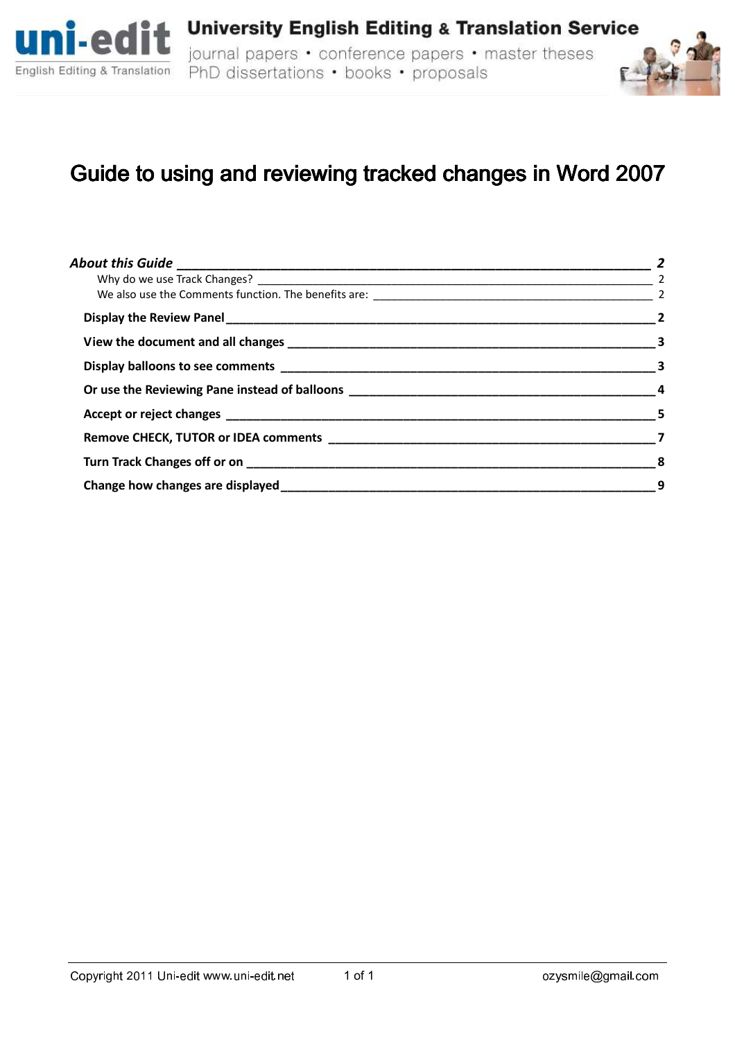uni-edit English Editing & Translation

**University English Editing & Translation Service**

journal papers • conference papers • master theses
PhD dissertations • books • proposals

# Guide to using and reviewing tracked changes in Word 2007

| | |
|---|---|
| ***About this Guide*** | ***2*** |
| Why do we use Track Changes? | 2 |
| We also use the Comments function. The benefits are: | 2 |
| **Display the Review Panel** | **2** |
| **View the document and all changes** | **3** |
| **Display balloons to see comments** | **3** |
| **Or use the Reviewing Pane instead of balloons** | **4** |
| **Accept or reject changes** | **5** |
| **Remove CHECK, TUTOR or IDEA comments** | **7** |
| **Turn Track Changes off or on** | **8** |
| **Change how changes are displayed** | **9** |

Copyright 2011 Uni-edit www.uni-edit.net

ozysmile@gmail.com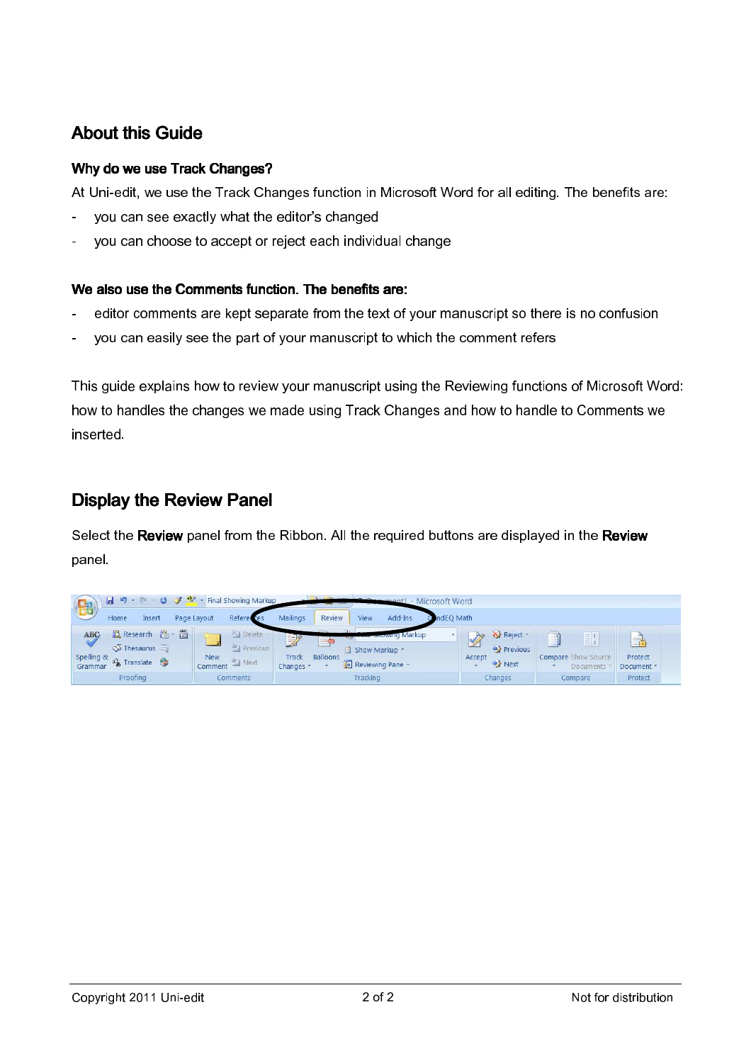## About this Guide

### Why do we use Track Changes?

At Uni-edit, we use the Track Changes function in Microsoft Word for all editing. The benefits are:

- you can see exactly what the editor's changed
- you can choose to accept or reject each individual change

### We also use the Comments function. The benefits are:

- editor comments are kept separate from the text of your manuscript so there is no confusion
- you can easily see the part of your manuscript to which the comment refers

This guide explains how to review your manuscript using the Reviewing functions of Microsoft Word: how to handles the changes we made using Track Changes and how to handle to Comments we inserted.

## Display the Review Panel

Select the **Review** panel from the Ribbon. All the required buttons are displayed in the **Review** panel.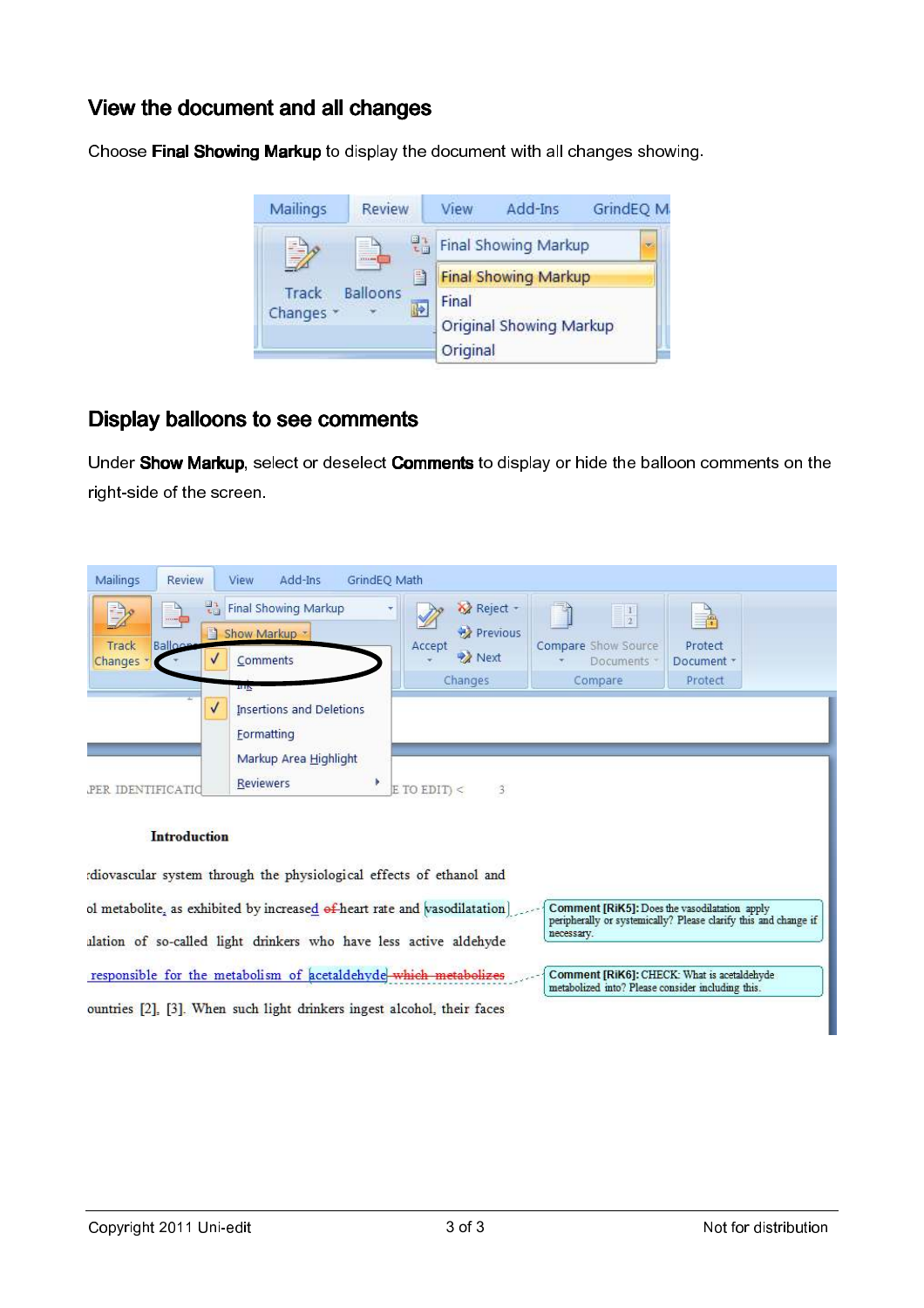## View the document and all changes

Choose **Final Showing Markup** to display the document with all changes showing.

## Display balloons to see comments

Under **Show Markup**, select or deselect **Comments** to display or hide the balloon comments on the right-side of the screen.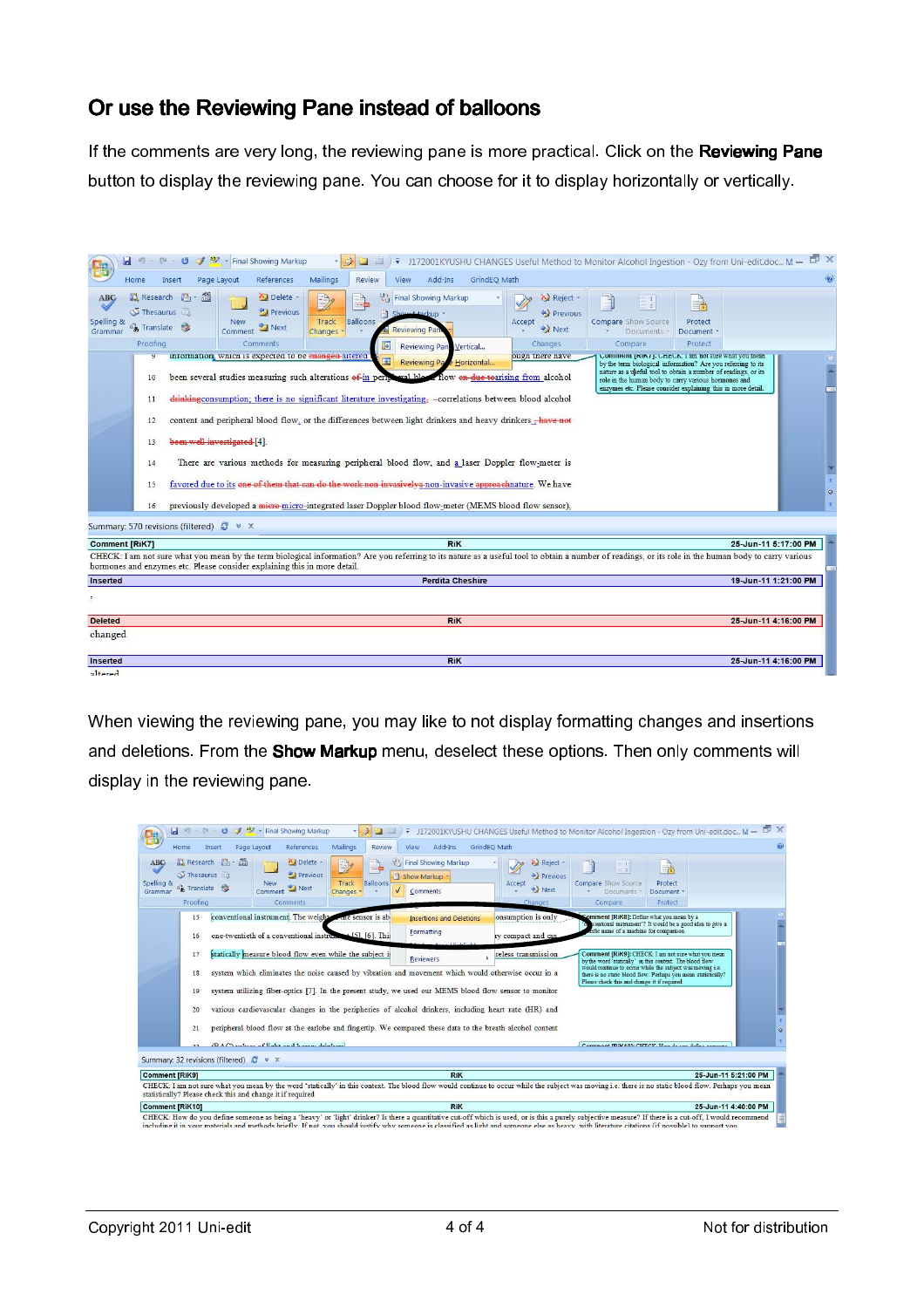## Or use the Reviewing Pane instead of balloons

If the comments are very long, the reviewing pane is more practical. Click on the **Reviewing Pane** button to display the reviewing pane. You can choose for it to display horizontally or vertically.

When viewing the reviewing pane, you may like to not display formatting changes and insertions and deletions. From the **Show Markup** menu, deselect these options. Then only comments will display in the reviewing pane.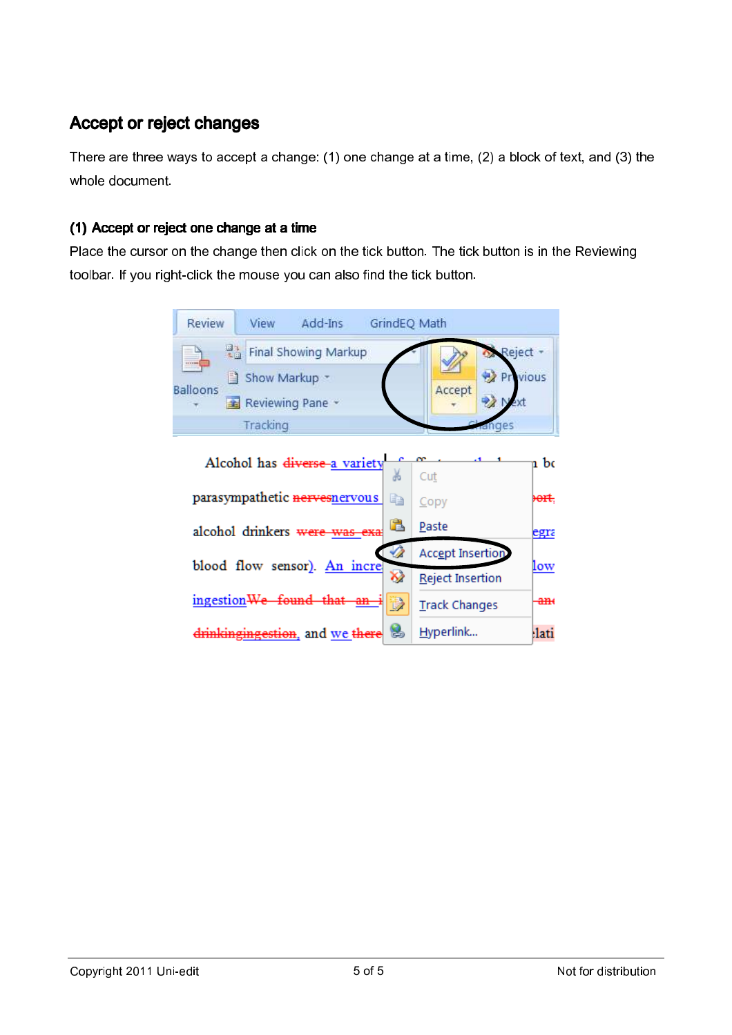## Accept or reject changes

There are three ways to accept a change: (1) one change at a time, (2) a block of text, and (3) the whole document.

### (1) Accept or reject one change at a time

Place the cursor on the change then click on the tick button. The tick button is in the Reviewing toolbar. If you right-click the mouse you can also find the tick button.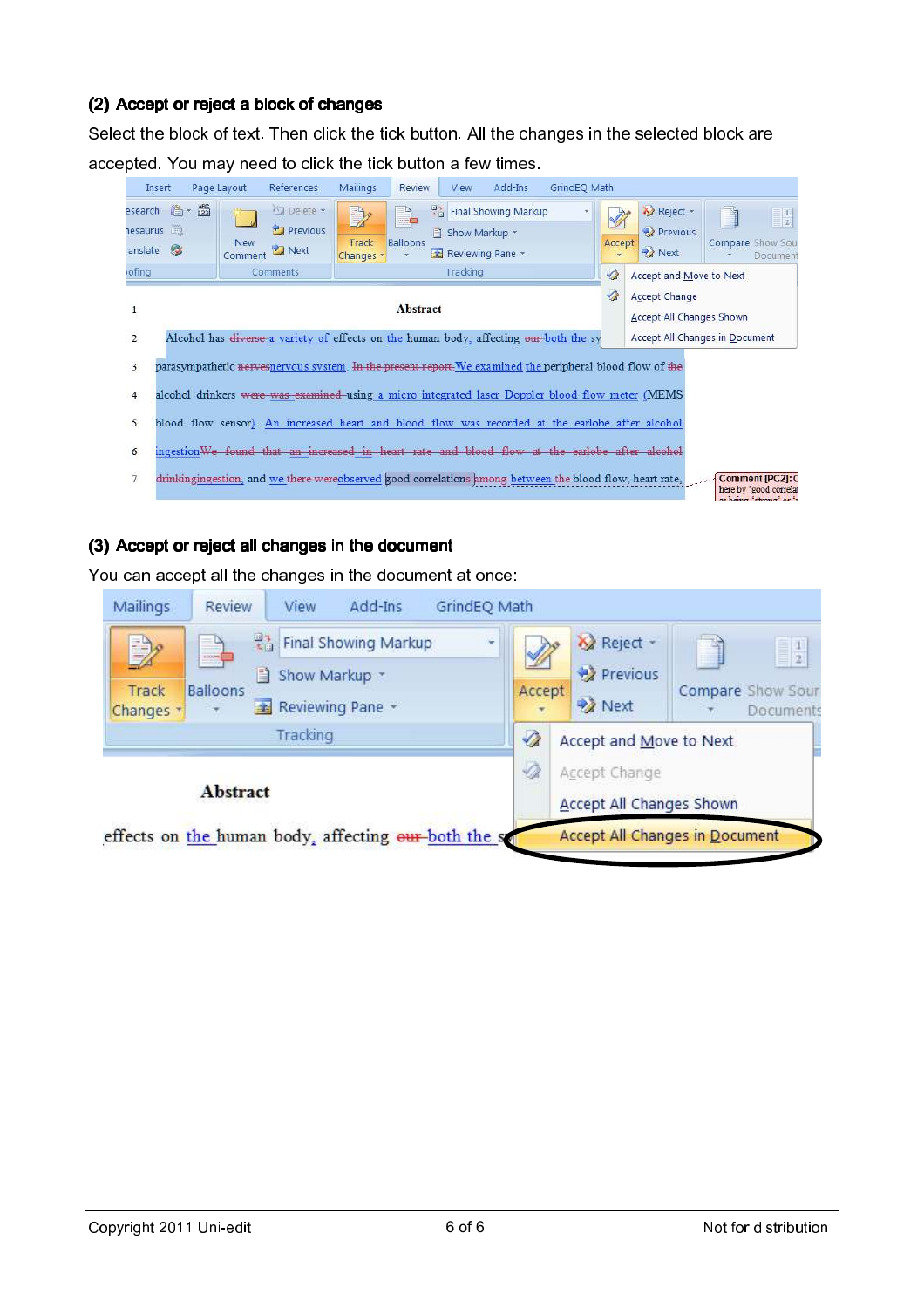### (2) Accept or reject a block of changes

Select the block of text. Then click the tick button. All the changes in the selected block are accepted. You may need to click the tick button a few times.

### (3) Accept or reject all changes in the document

You can accept all the changes in the document at once:

Copyright 2011 Uni-edit                                                                                    Not for distribution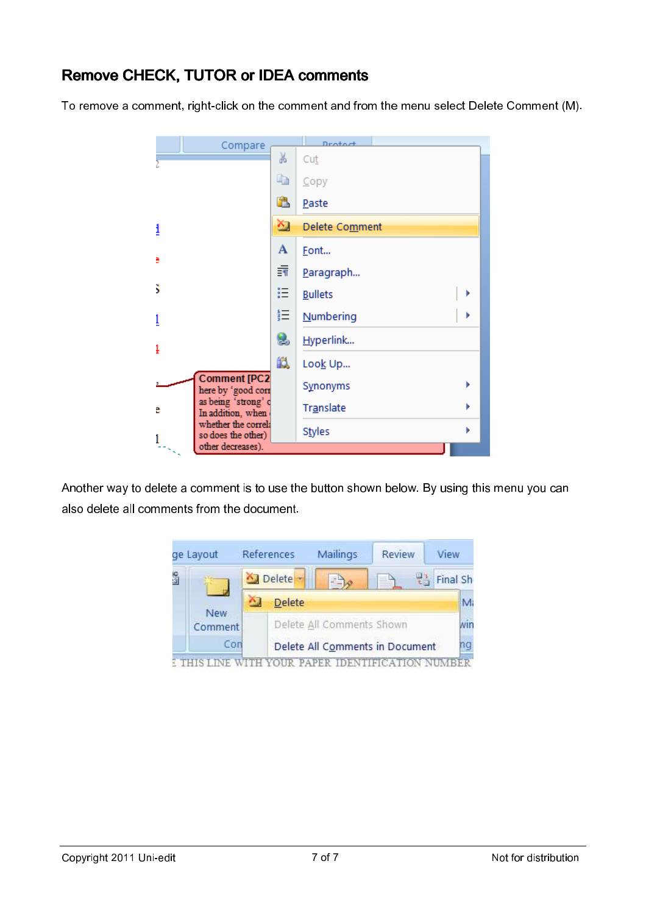## Remove CHECK, TUTOR or IDEA comments

To remove a comment, right-click on the comment and from the menu select Delete Comment (M).

Another way to delete a comment is to use the button shown below. By using this menu you can also delete all comments from the document.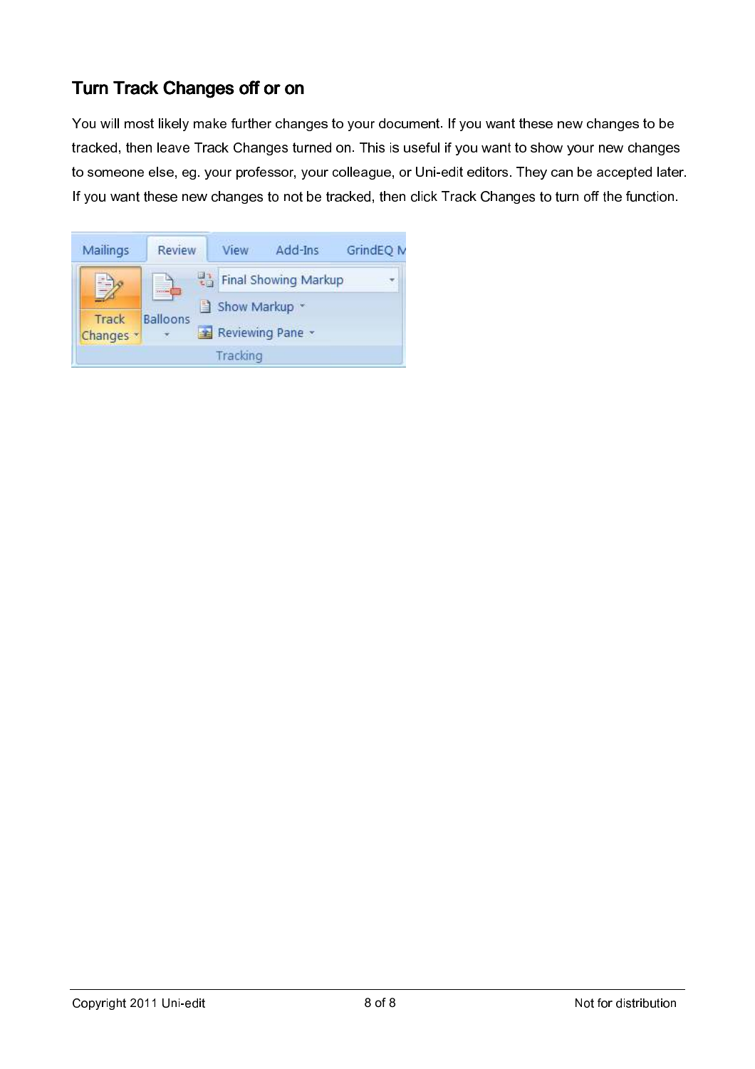## Turn Track Changes off or on

You will most likely make further changes to your document. If you want these new changes to be tracked, then leave Track Changes turned on. This is useful if you want to show your new changes to someone else, eg. your professor, your colleague, or Uni-edit editors. They can be accepted later. If you want these new changes to not be tracked, then click Track Changes to turn off the function.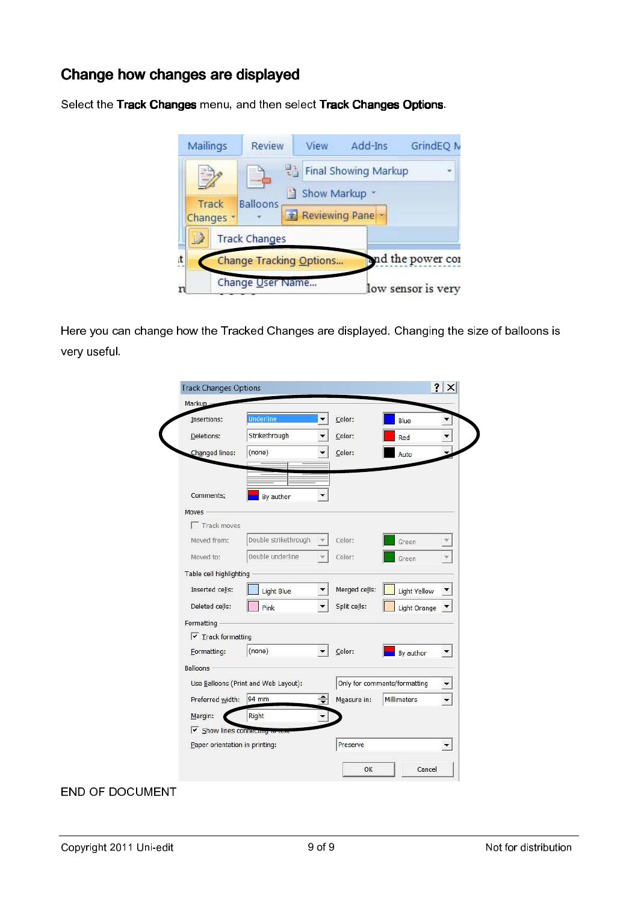## Change how changes are displayed

Select the **Track Changes** menu, and then select **Track Changes Options**.

Here you can change how the Tracked Changes are displayed. Changing the size of balloons is very useful.

END OF DOCUMENT

Copyright 2011 Uni-edit

Not for distribution